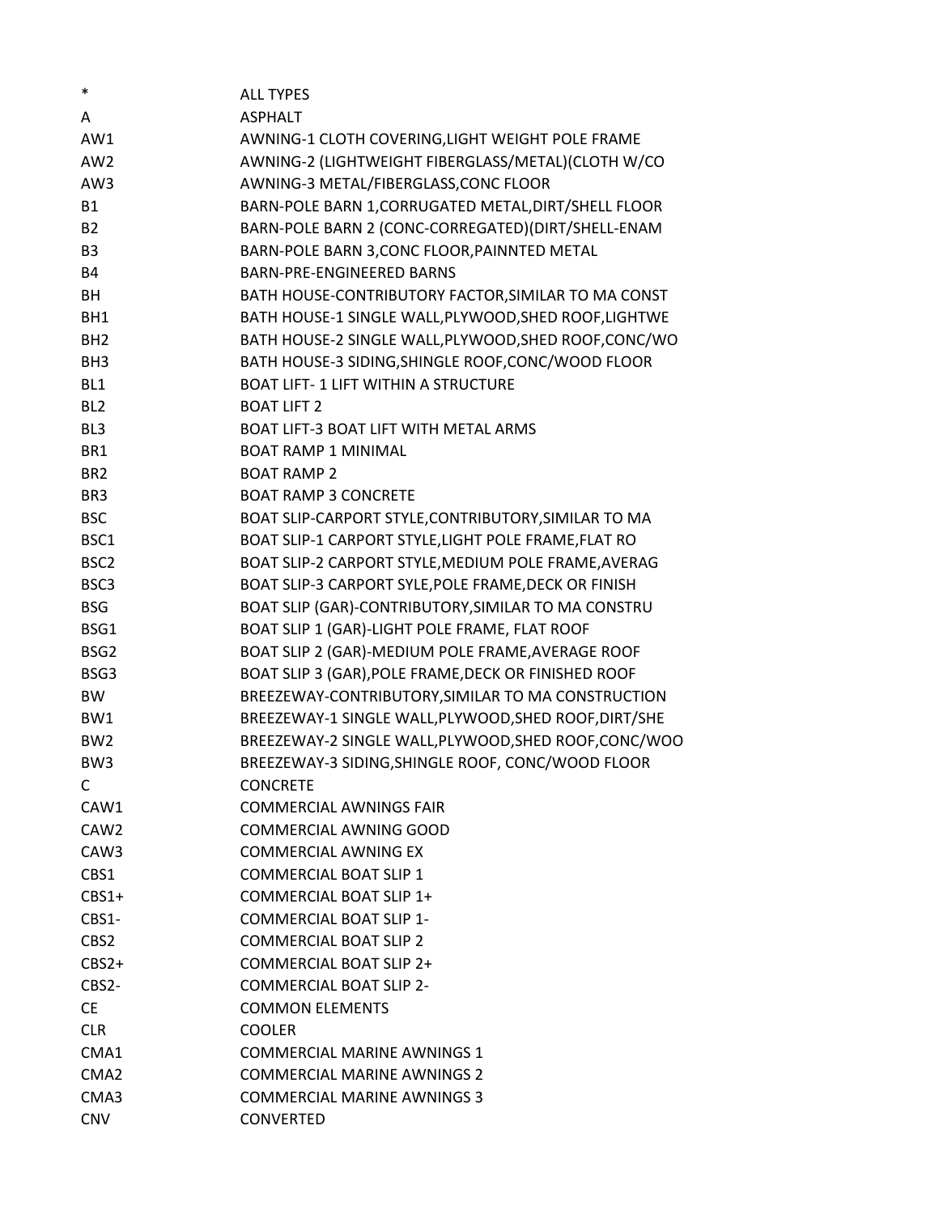| Code | Description |
|---|---|
| * | ALL TYPES |
| A | ASPHALT |
| AW1 | AWNING-1 CLOTH COVERING,LIGHT WEIGHT POLE FRAME |
| AW2 | AWNING-2 (LIGHTWEIGHT FIBERGLASS/METAL)(CLOTH W/CO |
| AW3 | AWNING-3 METAL/FIBERGLASS,CONC FLOOR |
| B1 | BARN-POLE BARN 1,CORRUGATED METAL,DIRT/SHELL FLOOR |
| B2 | BARN-POLE BARN 2 (CONC-CORREGATED)(DIRT/SHELL-ENAM |
| B3 | BARN-POLE BARN 3,CONC FLOOR,PAINNTED METAL |
| B4 | BARN-PRE-ENGINEERED BARNS |
| BH | BATH HOUSE-CONTRIBUTORY FACTOR,SIMILAR TO MA CONST |
| BH1 | BATH HOUSE-1 SINGLE WALL,PLYWOOD,SHED ROOF,LIGHTWE |
| BH2 | BATH HOUSE-2 SINGLE WALL,PLYWOOD,SHED ROOF,CONC/WO |
| BH3 | BATH HOUSE-3 SIDING,SHINGLE ROOF,CONC/WOOD FLOOR |
| BL1 | BOAT LIFT- 1 LIFT WITHIN A STRUCTURE |
| BL2 | BOAT LIFT 2 |
| BL3 | BOAT LIFT-3 BOAT LIFT WITH METAL ARMS |
| BR1 | BOAT RAMP 1 MINIMAL |
| BR2 | BOAT RAMP 2 |
| BR3 | BOAT RAMP 3 CONCRETE |
| BSC | BOAT SLIP-CARPORT STYLE,CONTRIBUTORY,SIMILAR TO MA |
| BSC1 | BOAT SLIP-1 CARPORT STYLE,LIGHT POLE FRAME,FLAT RO |
| BSC2 | BOAT SLIP-2 CARPORT STYLE,MEDIUM POLE FRAME,AVERAG |
| BSC3 | BOAT SLIP-3 CARPORT SYLE,POLE FRAME,DECK OR FINISH |
| BSG | BOAT SLIP (GAR)-CONTRIBUTORY,SIMILAR TO MA CONSTRU |
| BSG1 | BOAT SLIP 1 (GAR)-LIGHT POLE FRAME, FLAT ROOF |
| BSG2 | BOAT SLIP 2 (GAR)-MEDIUM POLE FRAME,AVERAGE ROOF |
| BSG3 | BOAT SLIP 3 (GAR),POLE FRAME,DECK OR FINISHED ROOF |
| BW | BREEZEWAY-CONTRIBUTORY,SIMILAR TO MA CONSTRUCTION |
| BW1 | BREEZEWAY-1 SINGLE WALL,PLYWOOD,SHED ROOF,DIRT/SHE |
| BW2 | BREEZEWAY-2 SINGLE WALL,PLYWOOD,SHED ROOF,CONC/WOO |
| BW3 | BREEZEWAY-3 SIDING,SHINGLE ROOF, CONC/WOOD FLOOR |
| C | CONCRETE |
| CAW1 | COMMERCIAL AWNINGS FAIR |
| CAW2 | COMMERCIAL AWNING GOOD |
| CAW3 | COMMERCIAL AWNING EX |
| CBS1 | COMMERCIAL BOAT SLIP 1 |
| CBS1+ | COMMERCIAL BOAT SLIP 1+ |
| CBS1- | COMMERCIAL BOAT SLIP 1- |
| CBS2 | COMMERCIAL BOAT SLIP 2 |
| CBS2+ | COMMERCIAL BOAT SLIP 2+ |
| CBS2- | COMMERCIAL BOAT SLIP 2- |
| CE | COMMON ELEMENTS |
| CLR | COOLER |
| CMA1 | COMMERCIAL MARINE AWNINGS 1 |
| CMA2 | COMMERCIAL MARINE AWNINGS 2 |
| CMA3 | COMMERCIAL MARINE AWNINGS 3 |
| CNV | CONVERTED |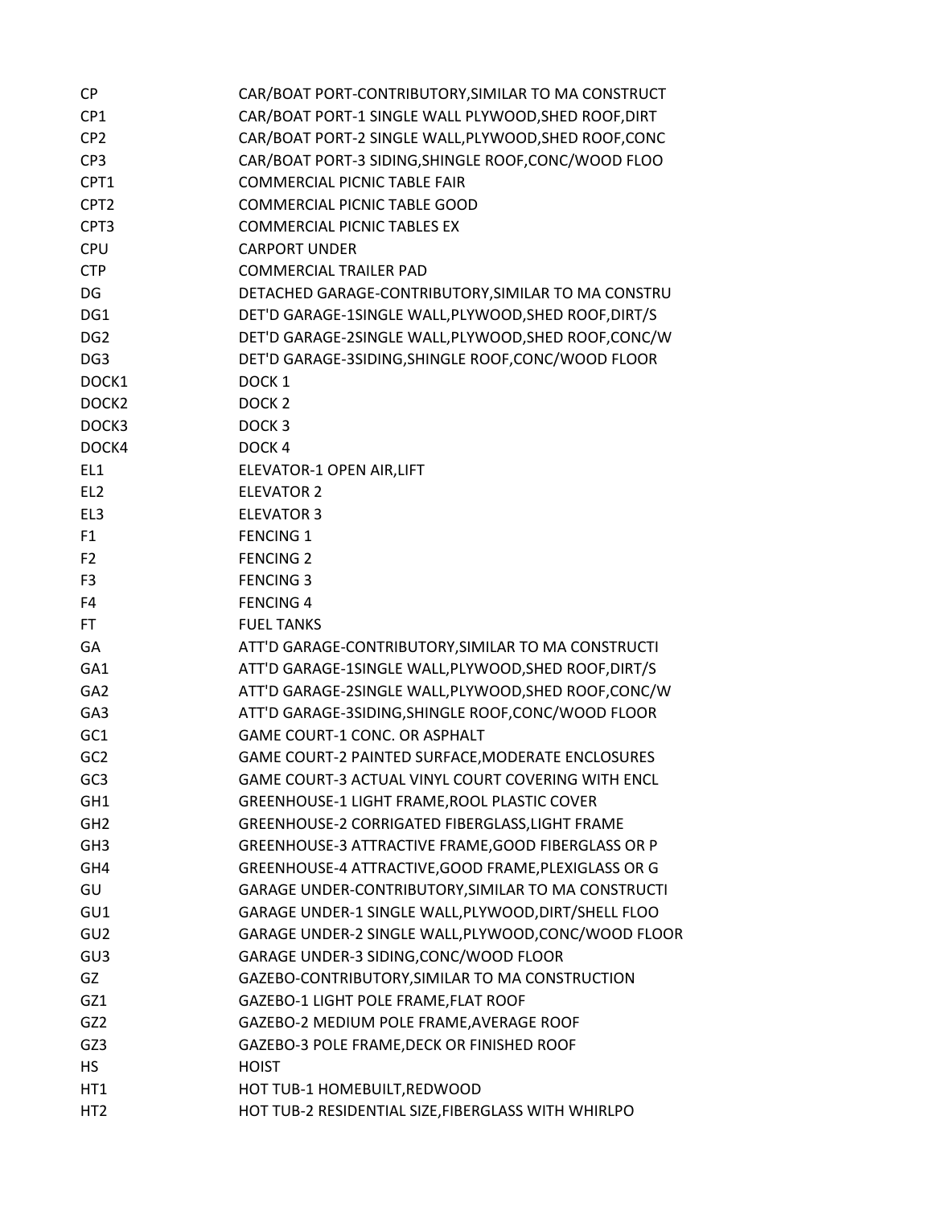| | |
|---|---|
| CP | CAR/BOAT PORT-CONTRIBUTORY,SIMILAR TO MA CONSTRUCT |
| CP1 | CAR/BOAT PORT-1 SINGLE WALL PLYWOOD,SHED ROOF,DIRT |
| CP2 | CAR/BOAT PORT-2 SINGLE WALL,PLYWOOD,SHED ROOF,CONC |
| CP3 | CAR/BOAT PORT-3 SIDING,SHINGLE ROOF,CONC/WOOD FLOO |
| CPT1 | COMMERCIAL PICNIC TABLE FAIR |
| CPT2 | COMMERCIAL PICNIC TABLE GOOD |
| CPT3 | COMMERCIAL PICNIC TABLES EX |
| CPU | CARPORT UNDER |
| CTP | COMMERCIAL TRAILER PAD |
| DG | DETACHED GARAGE-CONTRIBUTORY,SIMILAR TO MA CONSTRU |
| DG1 | DET'D GARAGE-1SINGLE WALL,PLYWOOD,SHED ROOF,DIRT/S |
| DG2 | DET'D GARAGE-2SINGLE WALL,PLYWOOD,SHED ROOF,CONC/W |
| DG3 | DET'D GARAGE-3SIDING,SHINGLE ROOF,CONC/WOOD FLOOR |
| DOCK1 | DOCK 1 |
| DOCK2 | DOCK 2 |
| DOCK3 | DOCK 3 |
| DOCK4 | DOCK 4 |
| EL1 | ELEVATOR-1 OPEN AIR,LIFT |
| EL2 | ELEVATOR 2 |
| EL3 | ELEVATOR 3 |
| F1 | FENCING 1 |
| F2 | FENCING 2 |
| F3 | FENCING 3 |
| F4 | FENCING 4 |
| FT | FUEL TANKS |
| GA | ATT'D GARAGE-CONTRIBUTORY,SIMILAR TO MA CONSTRUCTI |
| GA1 | ATT'D GARAGE-1SINGLE WALL,PLYWOOD,SHED ROOF,DIRT/S |
| GA2 | ATT'D GARAGE-2SINGLE WALL,PLYWOOD,SHED ROOF,CONC/W |
| GA3 | ATT'D GARAGE-3SIDING,SHINGLE ROOF,CONC/WOOD FLOOR |
| GC1 | GAME COURT-1 CONC. OR ASPHALT |
| GC2 | GAME COURT-2 PAINTED SURFACE,MODERATE ENCLOSURES |
| GC3 | GAME COURT-3 ACTUAL VINYL COURT COVERING WITH ENCL |
| GH1 | GREENHOUSE-1 LIGHT FRAME,ROOL PLASTIC COVER |
| GH2 | GREENHOUSE-2 CORRIGATED FIBERGLASS,LIGHT FRAME |
| GH3 | GREENHOUSE-3 ATTRACTIVE FRAME,GOOD FIBERGLASS OR P |
| GH4 | GREENHOUSE-4 ATTRACTIVE,GOOD FRAME,PLEXIGLASS OR G |
| GU | GARAGE UNDER-CONTRIBUTORY,SIMILAR TO MA CONSTRUCTI |
| GU1 | GARAGE UNDER-1 SINGLE WALL,PLYWOOD,DIRT/SHELL FLOO |
| GU2 | GARAGE UNDER-2 SINGLE WALL,PLYWOOD,CONC/WOOD FLOOR |
| GU3 | GARAGE UNDER-3 SIDING,CONC/WOOD FLOOR |
| GZ | GAZEBO-CONTRIBUTORY,SIMILAR TO MA CONSTRUCTION |
| GZ1 | GAZEBO-1 LIGHT POLE FRAME,FLAT ROOF |
| GZ2 | GAZEBO-2 MEDIUM POLE FRAME,AVERAGE ROOF |
| GZ3 | GAZEBO-3 POLE FRAME,DECK OR FINISHED ROOF |
| HS | HOIST |
| HT1 | HOT TUB-1 HOMEBUILT,REDWOOD |
| HT2 | HOT TUB-2 RESIDENTIAL SIZE,FIBERGLASS WITH WHIRLPO |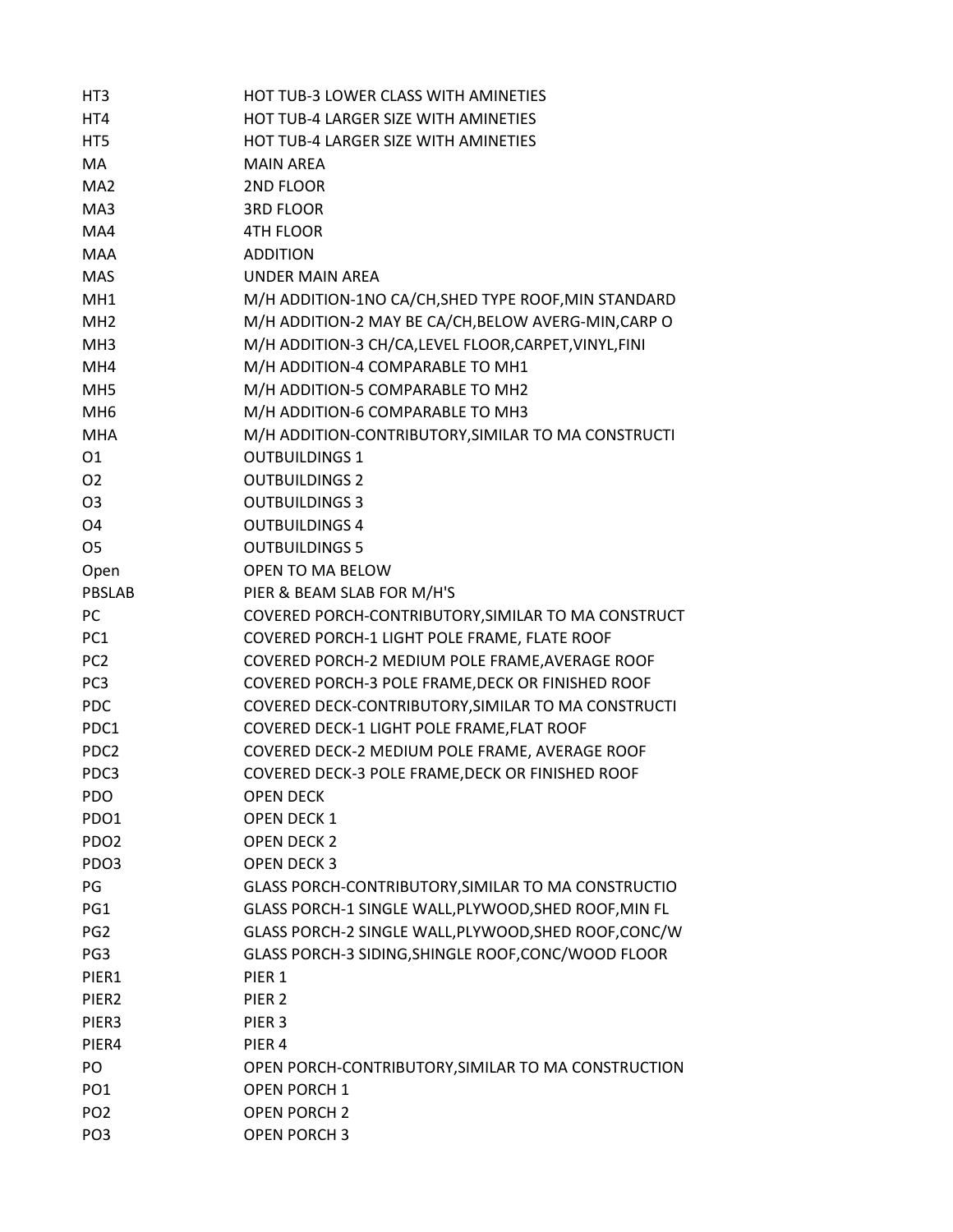| | |
|---|---|
| HT3 | HOT TUB-3 LOWER CLASS WITH AMINETIES |
| HT4 | HOT TUB-4 LARGER SIZE WITH AMINETIES |
| HT5 | HOT TUB-4 LARGER SIZE WITH AMINETIES |
| MA | MAIN AREA |
| MA2 | 2ND FLOOR |
| MA3 | 3RD FLOOR |
| MA4 | 4TH FLOOR |
| MAA | ADDITION |
| MAS | UNDER MAIN AREA |
| MH1 | M/H ADDITION-1NO CA/CH,SHED TYPE ROOF,MIN STANDARD |
| MH2 | M/H ADDITION-2 MAY BE CA/CH,BELOW AVERG-MIN,CARP O |
| MH3 | M/H ADDITION-3 CH/CA,LEVEL FLOOR,CARPET,VINYL,FINI |
| MH4 | M/H ADDITION-4 COMPARABLE TO MH1 |
| MH5 | M/H ADDITION-5 COMPARABLE TO MH2 |
| MH6 | M/H ADDITION-6 COMPARABLE TO MH3 |
| MHA | M/H ADDITION-CONTRIBUTORY,SIMILAR TO MA CONSTRUCTI |
| O1 | OUTBUILDINGS 1 |
| O2 | OUTBUILDINGS 2 |
| O3 | OUTBUILDINGS 3 |
| O4 | OUTBUILDINGS 4 |
| O5 | OUTBUILDINGS 5 |
| Open | OPEN TO MA BELOW |
| PBSLAB | PIER & BEAM SLAB FOR M/H'S |
| PC | COVERED PORCH-CONTRIBUTORY,SIMILAR TO MA CONSTRUCT |
| PC1 | COVERED PORCH-1 LIGHT POLE FRAME, FLATE ROOF |
| PC2 | COVERED PORCH-2 MEDIUM POLE FRAME,AVERAGE ROOF |
| PC3 | COVERED PORCH-3 POLE FRAME,DECK OR FINISHED ROOF |
| PDC | COVERED DECK-CONTRIBUTORY,SIMILAR TO MA CONSTRUCTI |
| PDC1 | COVERED DECK-1 LIGHT POLE FRAME,FLAT ROOF |
| PDC2 | COVERED DECK-2 MEDIUM POLE FRAME, AVERAGE ROOF |
| PDC3 | COVERED DECK-3 POLE FRAME,DECK OR FINISHED ROOF |
| PDO | OPEN DECK |
| PDO1 | OPEN DECK 1 |
| PDO2 | OPEN DECK 2 |
| PDO3 | OPEN DECK 3 |
| PG | GLASS PORCH-CONTRIBUTORY,SIMILAR TO MA CONSTRUCTIO |
| PG1 | GLASS PORCH-1 SINGLE WALL,PLYWOOD,SHED ROOF,MIN FL |
| PG2 | GLASS PORCH-2 SINGLE WALL,PLYWOOD,SHED ROOF,CONC/W |
| PG3 | GLASS PORCH-3 SIDING,SHINGLE ROOF,CONC/WOOD FLOOR |
| PIER1 | PIER 1 |
| PIER2 | PIER 2 |
| PIER3 | PIER 3 |
| PIER4 | PIER 4 |
| PO | OPEN PORCH-CONTRIBUTORY,SIMILAR TO MA CONSTRUCTION |
| PO1 | OPEN PORCH 1 |
| PO2 | OPEN PORCH 2 |
| PO3 | OPEN PORCH 3 |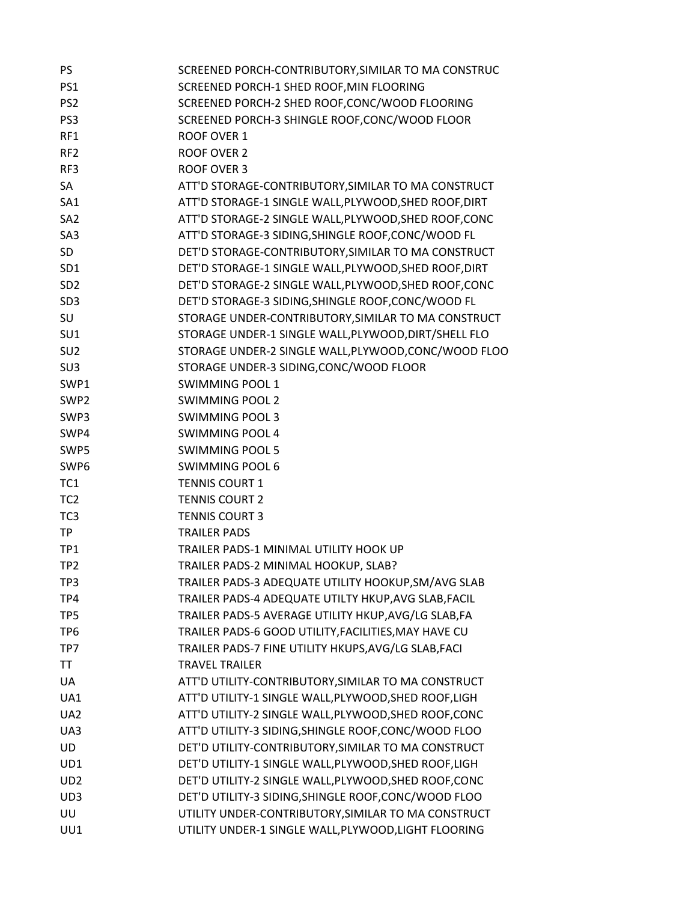| | |
|---|---|
| PS | SCREENED PORCH-CONTRIBUTORY,SIMILAR TO MA CONSTRUC |
| PS1 | SCREENED PORCH-1 SHED ROOF,MIN FLOORING |
| PS2 | SCREENED PORCH-2 SHED ROOF,CONC/WOOD FLOORING |
| PS3 | SCREENED PORCH-3 SHINGLE ROOF,CONC/WOOD FLOOR |
| RF1 | ROOF OVER 1 |
| RF2 | ROOF OVER 2 |
| RF3 | ROOF OVER 3 |
| SA | ATT'D STORAGE-CONTRIBUTORY,SIMILAR TO MA CONSTRUCT |
| SA1 | ATT'D STORAGE-1 SINGLE WALL,PLYWOOD,SHED ROOF,DIRT |
| SA2 | ATT'D STORAGE-2 SINGLE WALL,PLYWOOD,SHED ROOF,CONC |
| SA3 | ATT'D STORAGE-3 SIDING,SHINGLE ROOF,CONC/WOOD FL |
| SD | DET'D STORAGE-CONTRIBUTORY,SIMILAR TO MA CONSTRUCT |
| SD1 | DET'D STORAGE-1 SINGLE WALL,PLYWOOD,SHED ROOF,DIRT |
| SD2 | DET'D STORAGE-2 SINGLE WALL,PLYWOOD,SHED ROOF,CONC |
| SD3 | DET'D STORAGE-3 SIDING,SHINGLE ROOF,CONC/WOOD FL |
| SU | STORAGE UNDER-CONTRIBUTORY,SIMILAR TO MA CONSTRUCT |
| SU1 | STORAGE UNDER-1 SINGLE WALL,PLYWOOD,DIRT/SHELL FLO |
| SU2 | STORAGE UNDER-2 SINGLE WALL,PLYWOOD,CONC/WOOD FLOO |
| SU3 | STORAGE UNDER-3 SIDING,CONC/WOOD FLOOR |
| SWP1 | SWIMMING POOL 1 |
| SWP2 | SWIMMING POOL 2 |
| SWP3 | SWIMMING POOL 3 |
| SWP4 | SWIMMING POOL 4 |
| SWP5 | SWIMMING POOL 5 |
| SWP6 | SWIMMING POOL 6 |
| TC1 | TENNIS COURT 1 |
| TC2 | TENNIS COURT 2 |
| TC3 | TENNIS COURT 3 |
| TP | TRAILER PADS |
| TP1 | TRAILER PADS-1 MINIMAL UTILITY HOOK UP |
| TP2 | TRAILER PADS-2 MINIMAL HOOKUP, SLAB? |
| TP3 | TRAILER PADS-3 ADEQUATE UTILITY HOOKUP,SM/AVG SLAB |
| TP4 | TRAILER PADS-4 ADEQUATE UTILTY HKUP,AVG SLAB,FACIL |
| TP5 | TRAILER PADS-5 AVERAGE UTILITY HKUP,AVG/LG SLAB,FA |
| TP6 | TRAILER PADS-6 GOOD UTILITY,FACILITIES,MAY HAVE CU |
| TP7 | TRAILER PADS-7 FINE UTILITY HKUPS,AVG/LG SLAB,FACI |
| TT | TRAVEL TRAILER |
| UA | ATT'D UTILITY-CONTRIBUTORY,SIMILAR TO MA CONSTRUCT |
| UA1 | ATT'D UTILITY-1 SINGLE WALL,PLYWOOD,SHED ROOF,LIGH |
| UA2 | ATT'D UTILITY-2 SINGLE WALL,PLYWOOD,SHED ROOF,CONC |
| UA3 | ATT'D UTILITY-3 SIDING,SHINGLE ROOF,CONC/WOOD FLOO |
| UD | DET'D UTILITY-CONTRIBUTORY,SIMILAR TO MA CONSTRUCT |
| UD1 | DET'D UTILITY-1 SINGLE WALL,PLYWOOD,SHED ROOF,LIGH |
| UD2 | DET'D UTILITY-2 SINGLE WALL,PLYWOOD,SHED ROOF,CONC |
| UD3 | DET'D UTILITY-3 SIDING,SHINGLE ROOF,CONC/WOOD FLOO |
| UU | UTILITY UNDER-CONTRIBUTORY,SIMILAR TO MA CONSTRUCT |
| UU1 | UTILITY UNDER-1 SINGLE WALL,PLYWOOD,LIGHT FLOORING |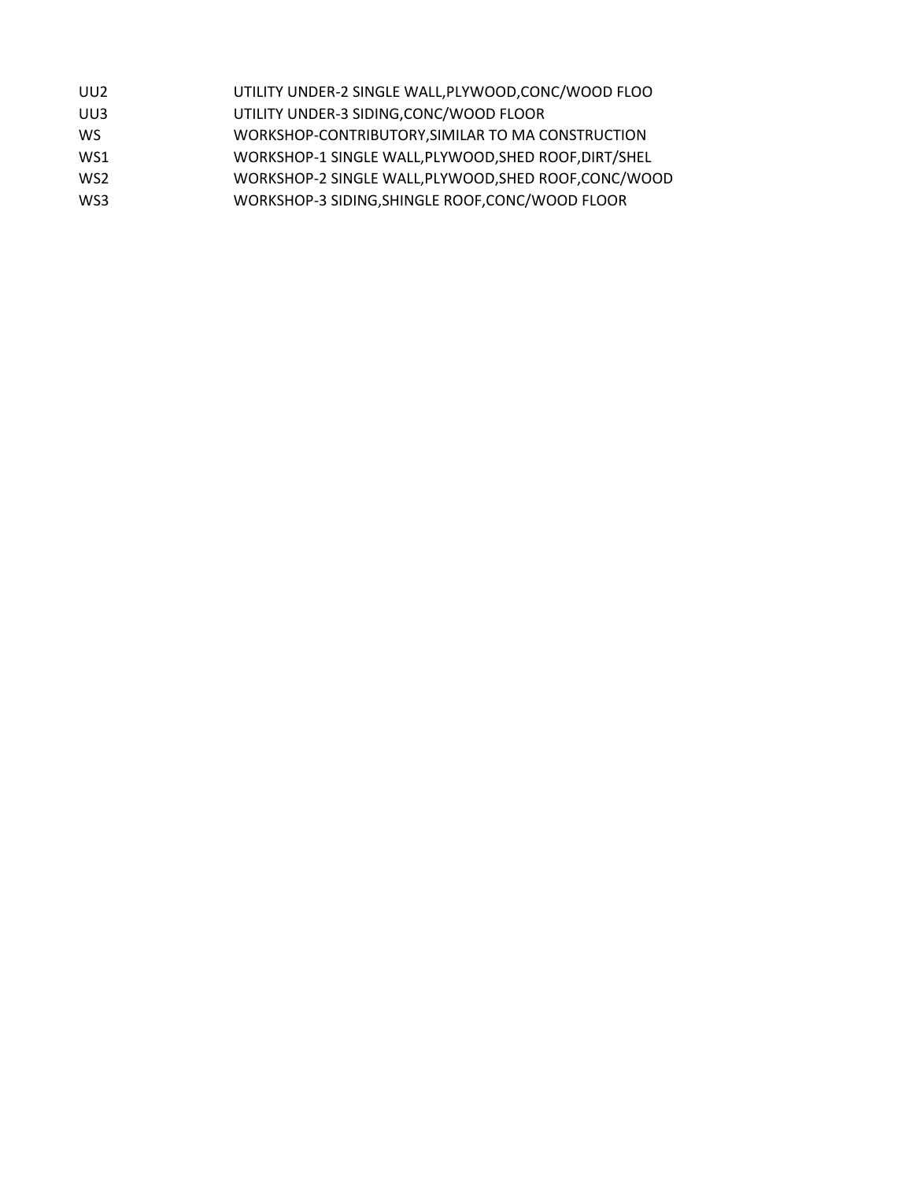| | |
|---|---|
| UU2 | UTILITY UNDER-2 SINGLE WALL,PLYWOOD,CONC/WOOD FLOO |
| UU3 | UTILITY UNDER-3 SIDING,CONC/WOOD FLOOR |
| WS | WORKSHOP-CONTRIBUTORY,SIMILAR TO MA CONSTRUCTION |
| WS1 | WORKSHOP-1 SINGLE WALL,PLYWOOD,SHED ROOF,DIRT/SHEL |
| WS2 | WORKSHOP-2 SINGLE WALL,PLYWOOD,SHED ROOF,CONC/WOOD |
| WS3 | WORKSHOP-3 SIDING,SHINGLE ROOF,CONC/WOOD FLOOR |